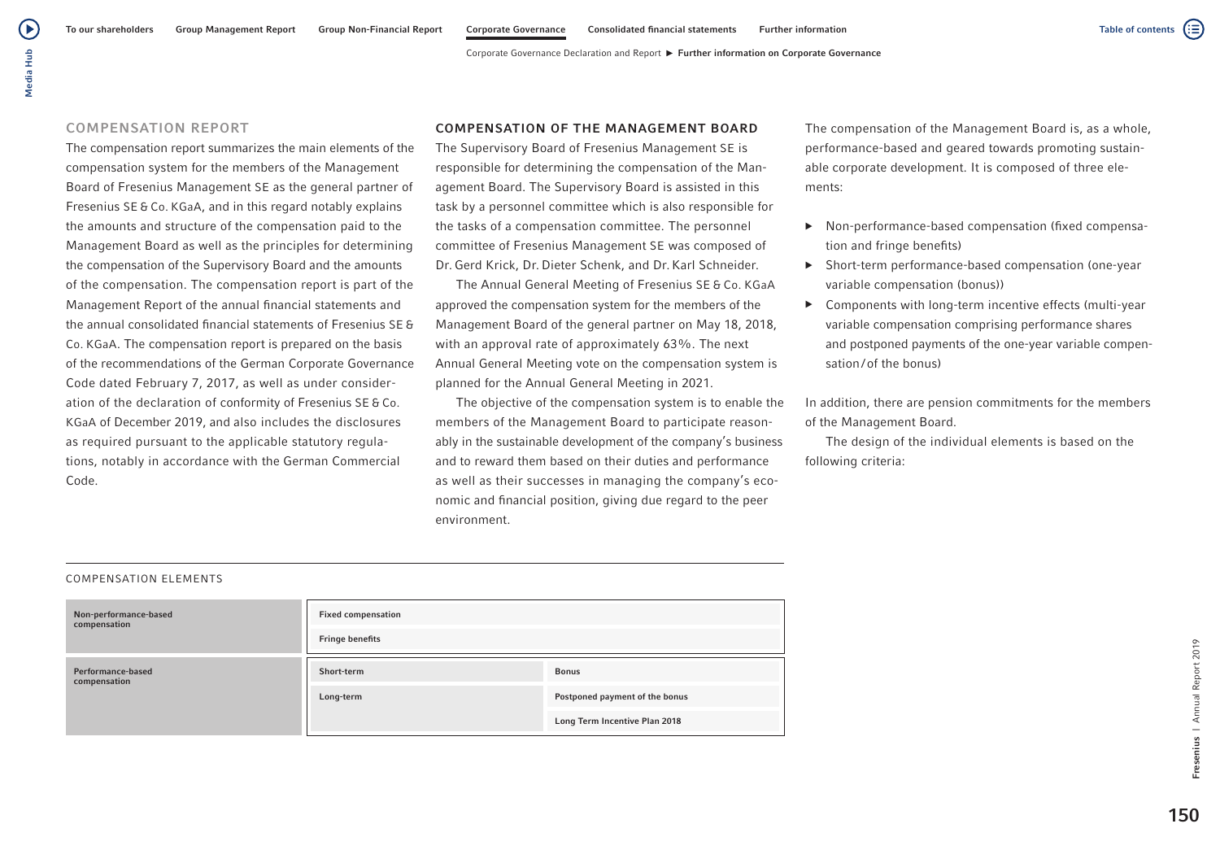## COMPENSATION REPORT

The compensation report summarizes the main elements of the compensation system for the members of the Management Board of Fresenius Management SE as the general partner of Fresenius SE & Co. KGaA, and in this regard notably explains the amounts and structure of the compensation paid to the Management Board as well as the principles for determining the compensation of the Supervisory Board and the amounts of the compensation. The compensation report is part of the Management Report of the annual financial statements and the annual consolidated financial statements of Fresenius SE & Co. KGaA. The compensation report is prepared on the basis of the recommendations of the German Corporate Governance Code dated February 7, 2017, as well as under consideration of the declaration of conformity of Fresenius SE & Co. KGaA of December 2019, and also includes the disclosures as required pursuant to the applicable statutory regulations, notably in accordance with the German Commercial Code.

## COMPENSATION OF THE MANAGEMENT BOARD

The Supervisory Board of Fresenius Management SE is responsible for determining the compensation of the Management Board. The Supervisory Board is assisted in this task by a personnel committee which is also responsible for the tasks of a compensation committee. The personnel committee of Fresenius Management SE was composed of Dr. Gerd Krick, Dr. Dieter Schenk, and Dr. Karl Schneider.

The Annual General Meeting of Fresenius SE & Co. KGaA approved the compensation system for the members of the Management Board of the general partner on May 18, 2018, with an approval rate of approximately 63%. The next Annual General Meeting vote on the compensation system is planned for the Annual General Meeting in 2021.

The objective of the compensation system is to enable the members of the Management Board to participate reasonably in the sustainable development of the company's business and to reward them based on their duties and performance as well as their successes in managing the company's economic and financial position, giving due regard to the peer environment.

The compensation of the Management Board is, as a whole, performance-based and geared towards promoting sustainable corporate development. It is composed of three elements:

- Non-performance-based compensation (fixed compensation and fringe benefits)
- Short-term performance-based compensation (one-year variable compensation (bonus))
- Components with long-term incentive effects (multi-year variable compensation comprising performance shares and postponed payments of the one-year variable compensation / of the bonus)

In addition, there are pension commitments for the members of the Management Board.

The design of the individual elements is based on the following criteria:

COMPENSATION ELEMENTS

| | | |
|---|---|---|
| Non-performance-based compensation | Fixed compensation | |
| | Fringe benefits | |
| Performance-based compensation | Short-term | Bonus |
| | Long-term | Postponed payment of the bonus |
| | | Long Term Incentive Plan 2018 |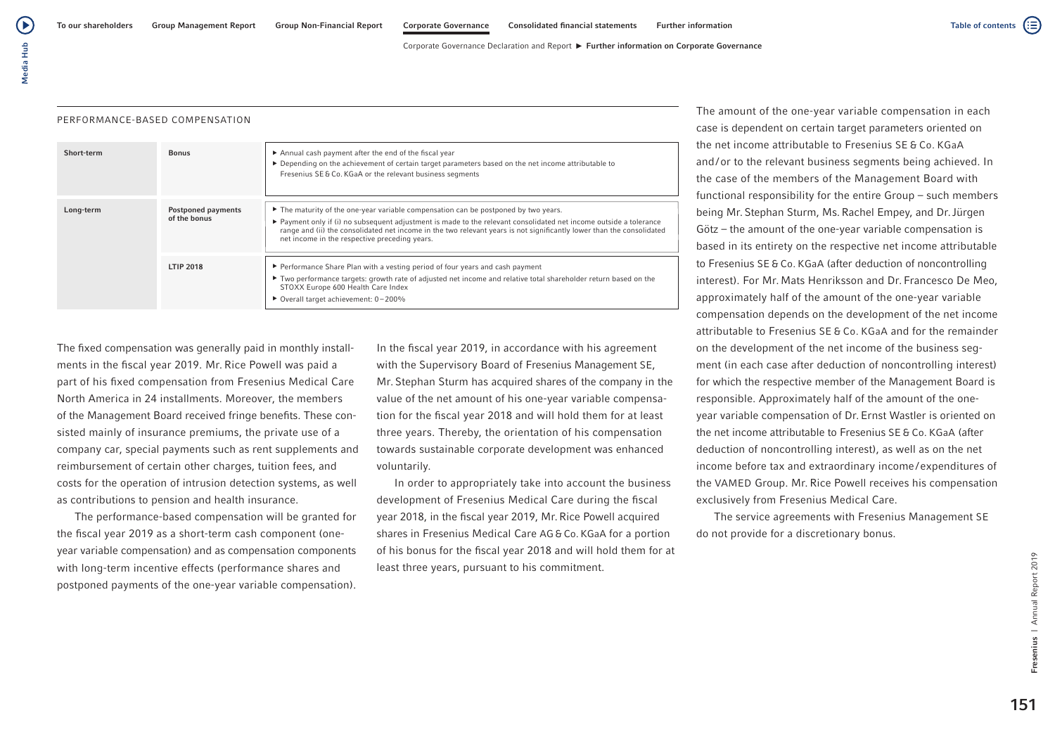PERFORMANCE-BASED COMPENSATION

| | | |
|---|---|---|
| Short-term | Bonus | ▶ Annual cash payment after the end of the fiscal year<br>▶ Depending on the achievement of certain target parameters based on the net income attributable to Fresenius SE & Co. KGaA or the relevant business segments |
| Long-term | Postponed payments of the bonus | ▶ The maturity of the one-year variable compensation can be postponed by two years.<br>▶ Payment only if (i) no subsequent adjustment is made to the relevant consolidated net income outside a tolerance range and (ii) the consolidated net income in the two relevant years is not significantly lower than the consolidated net income in the respective preceding years. |
| | LTIP 2018 | ▶ Performance Share Plan with a vesting period of four years and cash payment<br>▶ Two performance targets: growth rate of adjusted net income and relative total shareholder return based on the STOXX Europe 600 Health Care Index<br>▶ Overall target achievement: 0–200% |

The fixed compensation was generally paid in monthly installments in the fiscal year 2019. Mr. Rice Powell was paid a part of his fixed compensation from Fresenius Medical Care North America in 24 installments. Moreover, the members of the Management Board received fringe benefits. These consisted mainly of insurance premiums, the private use of a company car, special payments such as rent supplements and reimbursement of certain other charges, tuition fees, and costs for the operation of intrusion detection systems, as well as contributions to pension and health insurance.

The performance-based compensation will be granted for the fiscal year 2019 as a short-term cash component (one-year variable compensation) and as compensation components with long-term incentive effects (performance shares and postponed payments of the one-year variable compensation).

In the fiscal year 2019, in accordance with his agreement with the Supervisory Board of Fresenius Management SE, Mr. Stephan Sturm has acquired shares of the company in the value of the net amount of his one-year variable compensation for the fiscal year 2018 and will hold them for at least three years. Thereby, the orientation of his compensation towards sustainable corporate development was enhanced voluntarily.

In order to appropriately take into account the business development of Fresenius Medical Care during the fiscal year 2018, in the fiscal year 2019, Mr. Rice Powell acquired shares in Fresenius Medical Care AG & Co. KGaA for a portion of his bonus for the fiscal year 2018 and will hold them for at least three years, pursuant to his commitment.

The amount of the one-year variable compensation in each case is dependent on certain target parameters oriented on the net income attributable to Fresenius SE & Co. KGaA and/or to the relevant business segments being achieved. In the case of the members of the Management Board with functional responsibility for the entire Group – such members being Mr. Stephan Sturm, Ms. Rachel Empey, and Dr. Jürgen Götz – the amount of the one-year variable compensation is based in its entirety on the respective net income attributable to Fresenius SE & Co. KGaA (after deduction of noncontrolling interest). For Mr. Mats Henriksson and Dr. Francesco De Meo, approximately half of the amount of the one-year variable compensation depends on the development of the net income attributable to Fresenius SE & Co. KGaA and for the remainder on the development of the net income of the business segment (in each case after deduction of noncontrolling interest) for which the respective member of the Management Board is responsible. Approximately half of the amount of the one-year variable compensation of Dr. Ernst Wastler is oriented on the net income attributable to Fresenius SE & Co. KGaA (after deduction of noncontrolling interest), as well as on the net income before tax and extraordinary income/expenditures of the VAMED Group. Mr. Rice Powell receives his compensation exclusively from Fresenius Medical Care.

The service agreements with Fresenius Management SE do not provide for a discretionary bonus.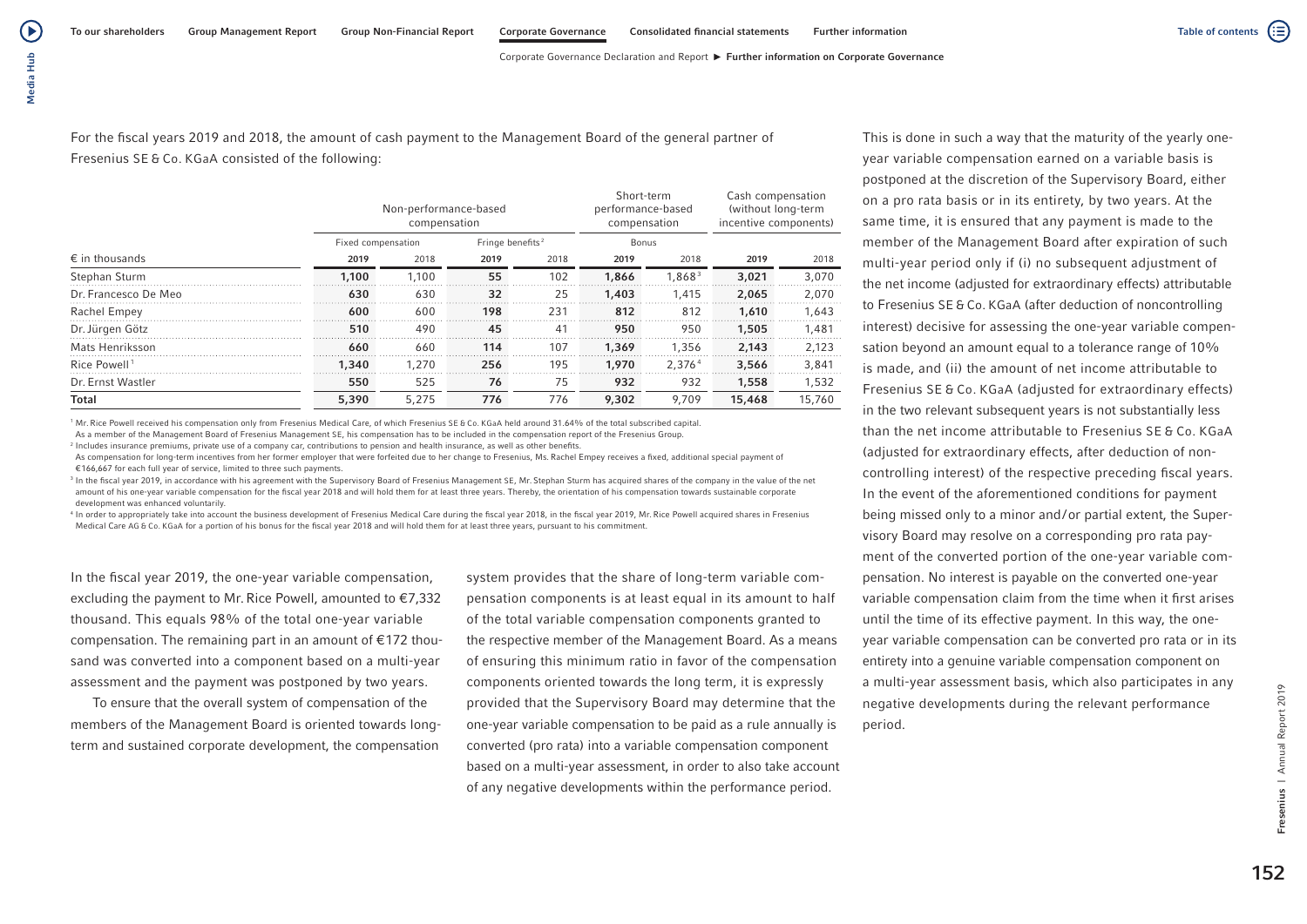For the fiscal years 2019 and 2018, the amount of cash payment to the Management Board of the general partner of Fresenius SE & Co. KGaA consisted of the following:

| | Non-performance-based compensation | | | | Short-term performance-based compensation | | Cash compensation (without long-term incentive components) | |
|---|---|---|---|---|---|---|---|---|
| | Fixed compensation | | Fringe benefits[2] | | Bonus | | | |
| € in thousands | 2019 | 2018 | 2019 | 2018 | 2019 | 2018 | 2019 | 2018 |
| Stephan Sturm | **1,100** | 1,100 | **55** | 102 | **1,866** | 1,868[3] | **3,021** | 3,070 |
| Dr. Francesco De Meo | **630** | 630 | **32** | 25 | **1,403** | 1,415 | **2,065** | 2,070 |
| Rachel Empey | **600** | 600 | **198** | 231 | **812** | 812 | **1,610** | 1,643 |
| Dr. Jürgen Götz | **510** | 490 | **45** | 41 | **950** | 950 | **1,505** | 1,481 |
| Mats Henriksson | **660** | 660 | **114** | 107 | **1,369** | 1,356 | **2,143** | 2,123 |
| Rice Powell[1] | **1,340** | 1,270 | **256** | 195 | **1,970** | 2,376[4] | **3,566** | 3,841 |
| Dr. Ernst Wastler | **550** | 525 | **76** | 75 | **932** | 932 | **1,558** | 1,532 |
| **Total** | **5,390** | 5,275 | **776** | 776 | **9,302** | 9,709 | **15,468** | 15,760 |

[1] Mr. Rice Powell received his compensation only from Fresenius Medical Care, of which Fresenius SE & Co. KGaA held around 31.64% of the total subscribed capital. As a member of the Management Board of Fresenius Management SE, his compensation has to be included in the compensation report of the Fresenius Group.

[2] Includes insurance premiums, private use of a company car, contributions to pension and health insurance, as well as other benefits. As compensation for long-term incentives from her former employer that were forfeited due to her change to Fresenius, Ms. Rachel Empey receives a fixed, additional special payment of €166,667 for each full year of service, limited to three such payments.

[3] In the fiscal year 2019, in accordance with his agreement with the Supervisory Board of Fresenius Management SE, Mr. Stephan Sturm has acquired shares of the company in the value of the net amount of his one-year variable compensation for the fiscal year 2018 and will hold them for at least three years. Thereby, the orientation of his compensation towards sustainable corporate development was enhanced voluntarily.

[4] In order to appropriately take into account the business development of Fresenius Medical Care during the fiscal year 2018, in the fiscal year 2019, Mr. Rice Powell acquired shares in Fresenius Medical Care AG & Co. KGaA for a portion of his bonus for the fiscal year 2018 and will hold them for at least three years, pursuant to his commitment.

In the fiscal year 2019, the one-year variable compensation, excluding the payment to Mr. Rice Powell, amounted to €7,332 thousand. This equals 98% of the total one-year variable compensation. The remaining part in an amount of €172 thousand was converted into a component based on a multi-year assessment and the payment was postponed by two years.

To ensure that the overall system of compensation of the members of the Management Board is oriented towards long-term and sustained corporate development, the compensation system provides that the share of long-term variable compensation components is at least equal in its amount to half of the total variable compensation components granted to the respective member of the Management Board. As a means of ensuring this minimum ratio in favor of the compensation components oriented towards the long term, it is expressly provided that the Supervisory Board may determine that the one-year variable compensation to be paid as a rule annually is converted (pro rata) into a variable compensation component based on a multi-year assessment, in order to also take account of any negative developments within the performance period.

This is done in such a way that the maturity of the yearly one-year variable compensation earned on a variable basis is postponed at the discretion of the Supervisory Board, either on a pro rata basis or in its entirety, by two years. At the same time, it is ensured that any payment is made to the member of the Management Board after expiration of such multi-year period only if (i) no subsequent adjustment of the net income (adjusted for extraordinary effects) attributable to Fresenius SE & Co. KGaA (after deduction of noncontrolling interest) decisive for assessing the one-year variable compensation beyond an amount equal to a tolerance range of 10% is made, and (ii) the amount of net income attributable to Fresenius SE & Co. KGaA (adjusted for extraordinary effects) in the two relevant subsequent years is not substantially less than the net income attributable to Fresenius SE & Co. KGaA (adjusted for extraordinary effects, after deduction of noncontrolling interest) of the respective preceding fiscal years. In the event of the aforementioned conditions for payment being missed only to a minor and/or partial extent, the Supervisory Board may resolve on a corresponding pro rata payment of the converted portion of the one-year variable compensation. No interest is payable on the converted one-year variable compensation claim from the time when it first arises until the time of its effective payment. In this way, the one-year variable compensation can be converted pro rata or in its entirety into a genuine variable compensation component on a multi-year assessment basis, which also participates in any negative developments during the relevant performance period.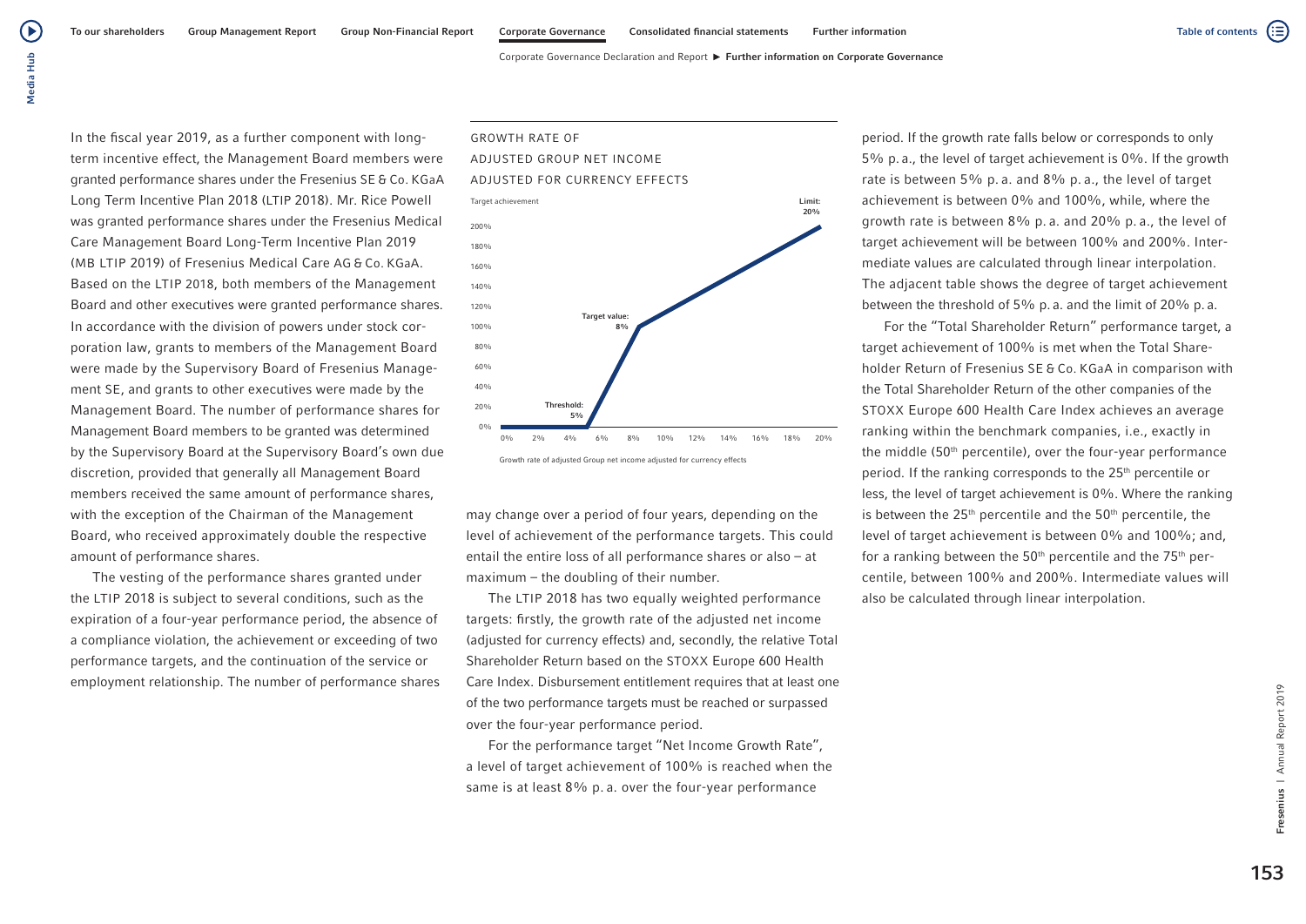In the fiscal year 2019, as a further component with long-term incentive effect, the Management Board members were granted performance shares under the Fresenius SE & Co. KGaA Long Term Incentive Plan 2018 (LTIP 2018). Mr. Rice Powell was granted performance shares under the Fresenius Medical Care Management Board Long-Term Incentive Plan 2019 (MB LTIP 2019) of Fresenius Medical Care AG & Co. KGaA. Based on the LTIP 2018, both members of the Management Board and other executives were granted performance shares. In accordance with the division of powers under stock corporation law, grants to members of the Management Board were made by the Supervisory Board of Fresenius Management SE, and grants to other executives were made by the Management Board. The number of performance shares for Management Board members to be granted was determined by the Supervisory Board at the Supervisory Board's own due discretion, provided that generally all Management Board members received the same amount of performance shares, with the exception of the Chairman of the Management Board, who received approximately double the respective amount of performance shares.

The vesting of the performance shares granted under the LTIP 2018 is subject to several conditions, such as the expiration of a four-year performance period, the absence of a compliance violation, the achievement or exceeding of two performance targets, and the continuation of the service or employment relationship. The number of performance shares may change over a period of four years, depending on the level of achievement of the performance targets. This could entail the entire loss of all performance shares or also – at maximum – the doubling of their number.

GROWTH RATE OF ADJUSTED GROUP NET INCOME ADJUSTED FOR CURRENCY EFFECTS

Target achievement: Threshold: 5% (0%); Target value: 8% (100%); Limit: 20% (200%)

Growth rate of adjusted Group net income adjusted for currency effects

The LTIP 2018 has two equally weighted performance targets: firstly, the growth rate of the adjusted net income (adjusted for currency effects) and, secondly, the relative Total Shareholder Return based on the STOXX Europe 600 Health Care Index. Disbursement entitlement requires that at least one of the two performance targets must be reached or surpassed over the four-year performance period.

For the performance target "Net Income Growth Rate", a level of target achievement of 100% is reached when the same is at least 8% p. a. over the four-year performance period. If the growth rate falls below or corresponds to only 5% p. a., the level of target achievement is 0%. If the growth rate is between 5% p. a. and 8% p. a., the level of target achievement is between 0% and 100%, while, where the growth rate is between 8% p. a. and 20% p. a., the level of target achievement will be between 100% and 200%. Intermediate values are calculated through linear interpolation. The adjacent table shows the degree of target achievement between the threshold of 5% p. a. and the limit of 20% p. a.

For the "Total Shareholder Return" performance target, a target achievement of 100% is met when the Total Shareholder Return of Fresenius SE & Co. KGaA in comparison with the Total Shareholder Return of the other companies of the STOXX Europe 600 Health Care Index achieves an average ranking within the benchmark companies, i.e., exactly in the middle (50th percentile), over the four-year performance period. If the ranking corresponds to the 25th percentile or less, the level of target achievement is 0%. Where the ranking is between the 25th percentile and the 50th percentile, the level of target achievement is between 0% and 100%; and, for a ranking between the 50th percentile and the 75th percentile, between 100% and 200%. Intermediate values will also be calculated through linear interpolation.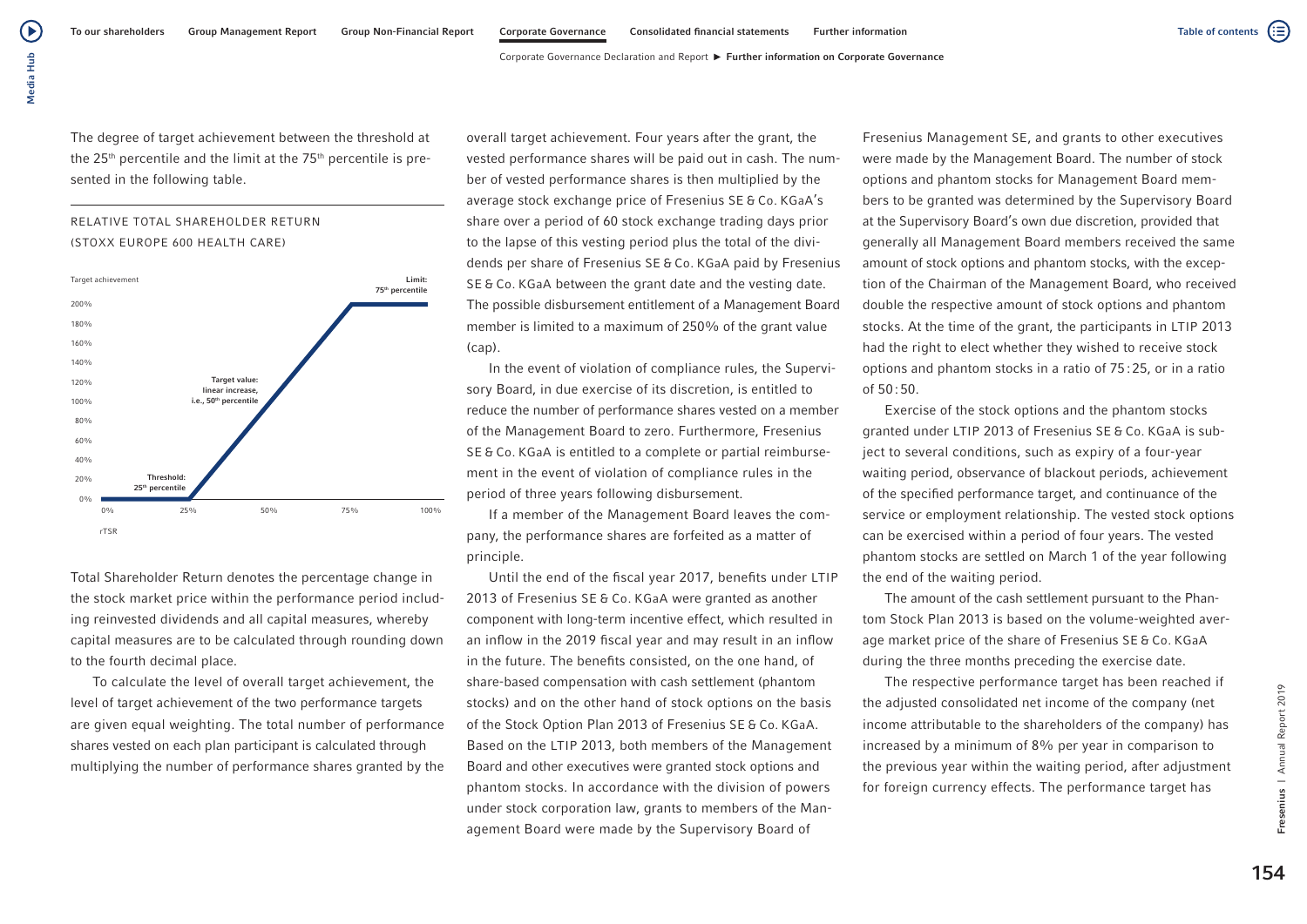The degree of target achievement between the threshold at the 25th percentile and the limit at the 75th percentile is presented in the following table.

RELATIVE TOTAL SHAREHOLDER RETURN (STOXX EUROPE 600 HEALTH CARE)

Target achievement

Limit: 75th percentile

Target value: linear increase, i.e., 50th percentile

Threshold: 25th percentile

rTSR

Total Shareholder Return denotes the percentage change in the stock market price within the performance period including reinvested dividends and all capital measures, whereby capital measures are to be calculated through rounding down to the fourth decimal place.

To calculate the level of overall target achievement, the level of target achievement of the two performance targets are given equal weighting. The total number of performance shares vested on each plan participant is calculated through multiplying the number of performance shares granted by the overall target achievement. Four years after the grant, the vested performance shares will be paid out in cash. The number of vested performance shares is then multiplied by the average stock exchange price of Fresenius SE & Co. KGaA's share over a period of 60 stock exchange trading days prior to the lapse of this vesting period plus the total of the dividends per share of Fresenius SE & Co. KGaA paid by Fresenius SE & Co. KGaA between the grant date and the vesting date. The possible disbursement entitlement of a Management Board member is limited to a maximum of 250% of the grant value (cap).

In the event of violation of compliance rules, the Supervisory Board, in due exercise of its discretion, is entitled to reduce the number of performance shares vested on a member of the Management Board to zero. Furthermore, Fresenius SE & Co. KGaA is entitled to a complete or partial reimbursement in the event of violation of compliance rules in the period of three years following disbursement.

If a member of the Management Board leaves the company, the performance shares are forfeited as a matter of principle.

Until the end of the fiscal year 2017, benefits under LTIP 2013 of Fresenius SE & Co. KGaA were granted as another component with long-term incentive effect, which resulted in an inflow in the 2019 fiscal year and may result in an inflow in the future. The benefits consisted, on the one hand, of share-based compensation with cash settlement (phantom stocks) and on the other hand of stock options on the basis of the Stock Option Plan 2013 of Fresenius SE & Co. KGaA. Based on the LTIP 2013, both members of the Management Board and other executives were granted stock options and phantom stocks. In accordance with the division of powers under stock corporation law, grants to members of the Management Board were made by the Supervisory Board of Fresenius Management SE, and grants to other executives were made by the Management Board. The number of stock options and phantom stocks for Management Board members to be granted was determined by the Supervisory Board at the Supervisory Board's own due discretion, provided that generally all Management Board members received the same amount of stock options and phantom stocks, with the exception of the Chairman of the Management Board, who received double the respective amount of stock options and phantom stocks. At the time of the grant, the participants in LTIP 2013 had the right to elect whether they wished to receive stock options and phantom stocks in a ratio of 75 : 25, or in a ratio of 50 : 50.

Exercise of the stock options and the phantom stocks granted under LTIP 2013 of Fresenius SE & Co. KGaA is subject to several conditions, such as expiry of a four-year waiting period, observance of blackout periods, achievement of the specified performance target, and continuance of the service or employment relationship. The vested stock options can be exercised within a period of four years. The vested phantom stocks are settled on March 1 of the year following the end of the waiting period.

The amount of the cash settlement pursuant to the Phantom Stock Plan 2013 is based on the volume-weighted average market price of the share of Fresenius SE & Co. KGaA during the three months preceding the exercise date.

The respective performance target has been reached if the adjusted consolidated net income of the company (net income attributable to the shareholders of the company) has increased by a minimum of 8% per year in comparison to the previous year within the waiting period, after adjustment for foreign currency effects. The performance target has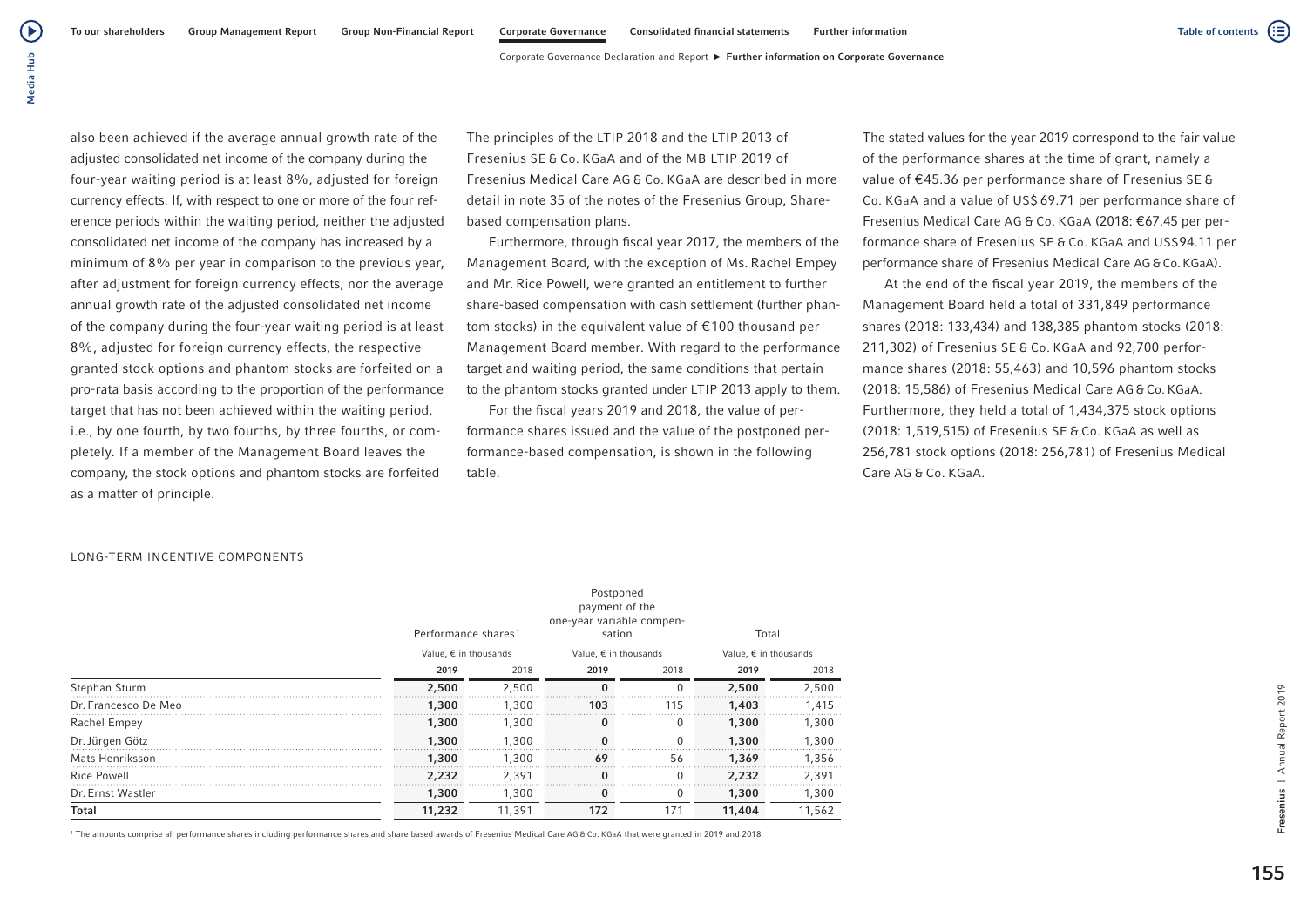also been achieved if the average annual growth rate of the adjusted consolidated net income of the company during the four-year waiting period is at least 8%, adjusted for foreign currency effects. If, with respect to one or more of the four reference periods within the waiting period, neither the adjusted consolidated net income of the company has increased by a minimum of 8% per year in comparison to the previous year, after adjustment for foreign currency effects, nor the average annual growth rate of the adjusted consolidated net income of the company during the four-year waiting period is at least 8%, adjusted for foreign currency effects, the respective granted stock options and phantom stocks are forfeited on a pro-rata basis according to the proportion of the performance target that has not been achieved within the waiting period, i.e., by one fourth, by two fourths, by three fourths, or completely. If a member of the Management Board leaves the company, the stock options and phantom stocks are forfeited as a matter of principle.

The principles of the LTIP 2018 and the LTIP 2013 of Fresenius SE & Co. KGaA and of the MB LTIP 2019 of Fresenius Medical Care AG & Co. KGaA are described in more detail in note 35 of the notes of the Fresenius Group, Share-based compensation plans.

Furthermore, through fiscal year 2017, the members of the Management Board, with the exception of Ms. Rachel Empey and Mr. Rice Powell, were granted an entitlement to further share-based compensation with cash settlement (further phantom stocks) in the equivalent value of €100 thousand per Management Board member. With regard to the performance target and waiting period, the same conditions that pertain to the phantom stocks granted under LTIP 2013 apply to them.

For the fiscal years 2019 and 2018, the value of performance shares issued and the value of the postponed performance-based compensation, is shown in the following table.

The stated values for the year 2019 correspond to the fair value of the performance shares at the time of grant, namely a value of €45.36 per performance share of Fresenius SE & Co. KGaA and a value of US$ 69.71 per performance share of Fresenius Medical Care AG & Co. KGaA (2018: €67.45 per performance share of Fresenius SE & Co. KGaA and US$94.11 per performance share of Fresenius Medical Care AG & Co. KGaA).

At the end of the fiscal year 2019, the members of the Management Board held a total of 331,849 performance shares (2018: 133,434) and 138,385 phantom stocks (2018: 211,302) of Fresenius SE & Co. KGaA and 92,700 performance shares (2018: 55,463) and 10,596 phantom stocks (2018: 15,586) of Fresenius Medical Care AG & Co. KGaA. Furthermore, they held a total of 1,434,375 stock options (2018: 1,519,515) of Fresenius SE & Co. KGaA as well as 256,781 stock options (2018: 256,781) of Fresenius Medical Care AG & Co. KGaA.

LONG-TERM INCENTIVE COMPONENTS

| | Performance shares[1] | | Postponed payment of the one-year variable compensation | | Total | |
|---|---|---|---|---|---|---|
| | Value, € in thousands | | Value, € in thousands | | Value, € in thousands | |
| | **2019** | 2018 | **2019** | 2018 | **2019** | 2018 |
| Stephan Sturm | **2,500** | 2,500 | **0** | 0 | **2,500** | 2,500 |
| Dr. Francesco De Meo | **1,300** | 1,300 | **103** | 115 | **1,403** | 1,415 |
| Rachel Empey | **1,300** | 1,300 | **0** | 0 | **1,300** | 1,300 |
| Dr. Jürgen Götz | **1,300** | 1,300 | **0** | 0 | **1,300** | 1,300 |
| Mats Henriksson | **1,300** | 1,300 | **69** | 56 | **1,369** | 1,356 |
| Rice Powell | **2,232** | 2,391 | **0** | 0 | **2,232** | 2,391 |
| Dr. Ernst Wastler | **1,300** | 1,300 | **0** | 0 | **1,300** | 1,300 |
| **Total** | **11,232** | 11,391 | **172** | 171 | **11,404** | 11,562 |

[1] The amounts comprise all performance shares including performance shares and share based awards of Fresenius Medical Care AG & Co. KGaA that were granted in 2019 and 2018.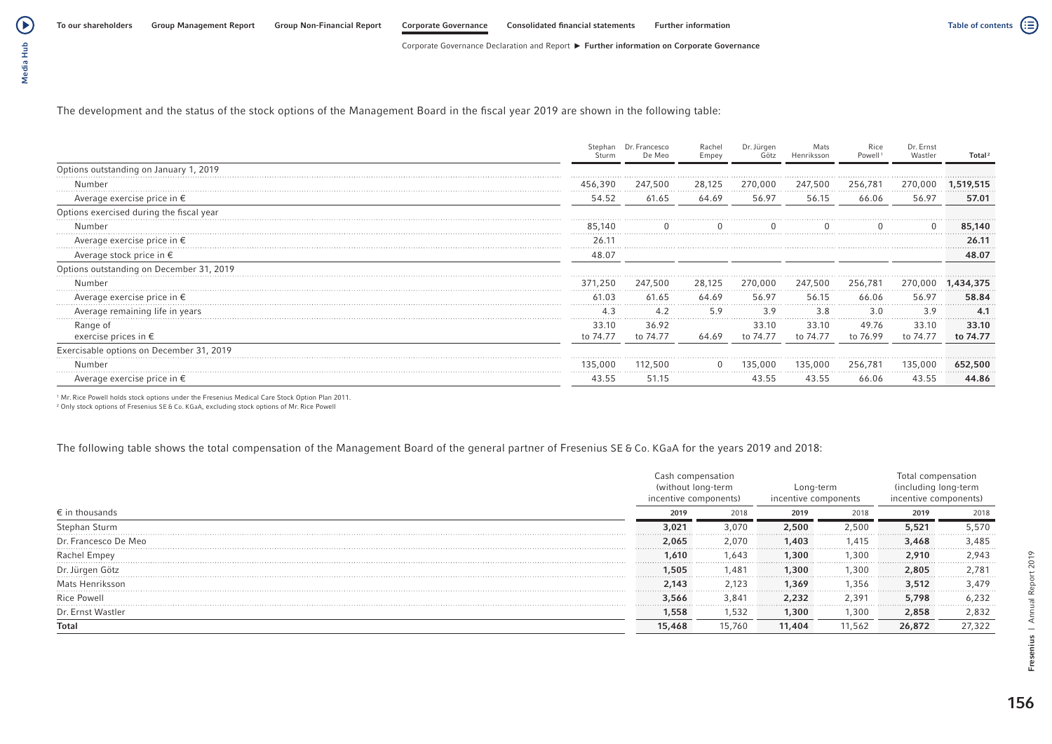The development and the status of the stock options of the Management Board in the fiscal year 2019 are shown in the following table:

| | Stephan Sturm | Dr. Francesco De Meo | Rachel Empey | Dr. Jürgen Götz | Mats Henriksson | Rice Powell[1] | Dr. Ernst Wastler | Total[2] |
|---|---|---|---|---|---|---|---|---|
| Options outstanding on January 1, 2019 | | | | | | | | |
| Number | 456,390 | 247,500 | 28,125 | 270,000 | 247,500 | 256,781 | 270,000 | **1,519,515** |
| Average exercise price in € | 54.52 | 61.65 | 64.69 | 56.97 | 56.15 | 66.06 | 56.97 | **57.01** |
| Options exercised during the fiscal year | | | | | | | | |
| Number | 85,140 | 0 | 0 | 0 | 0 | 0 | 0 | **85,140** |
| Average exercise price in € | 26.11 | | | | | | | **26.11** |
| Average stock price in € | 48.07 | | | | | | | **48.07** |
| Options outstanding on December 31, 2019 | | | | | | | | |
| Number | 371,250 | 247,500 | 28,125 | 270,000 | 247,500 | 256,781 | 270,000 | **1,434,375** |
| Average exercise price in € | 61.03 | 61.65 | 64.69 | 56.97 | 56.15 | 66.06 | 56.97 | **58.84** |
| Average remaining life in years | 4.3 | 4.2 | 5.9 | 3.9 | 3.8 | 3.0 | 3.9 | **4.1** |
| Range of exercise prices in € | 33.10 to 74.77 | 36.92 to 74.77 | 64.69 | 33.10 to 74.77 | 33.10 to 74.77 | 49.76 to 76.99 | 33.10 to 74.77 | **33.10 to 74.77** |
| Exercisable options on December 31, 2019 | | | | | | | | |
| Number | 135,000 | 112,500 | 0 | 135,000 | 135,000 | 256,781 | 135,000 | **652,500** |
| Average exercise price in € | 43.55 | 51.15 | | 43.55 | 43.55 | 66.06 | 43.55 | **44.86** |

[1] Mr. Rice Powell holds stock options under the Fresenius Medical Care Stock Option Plan 2011.
[2] Only stock options of Fresenius SE & Co. KGaA, excluding stock options of Mr. Rice Powell

The following table shows the total compensation of the Management Board of the general partner of Fresenius SE & Co. KGaA for the years 2019 and 2018:

| € in thousands | Cash compensation (without long-term incentive components) | | Long-term incentive components | | Total compensation (including long-term incentive components) | |
|---|---|---|---|---|---|---|
| | **2019** | 2018 | **2019** | 2018 | **2019** | 2018 |
| Stephan Sturm | **3,021** | 3,070 | **2,500** | 2,500 | **5,521** | 5,570 |
| Dr. Francesco De Meo | **2,065** | 2,070 | **1,403** | 1,415 | **3,468** | 3,485 |
| Rachel Empey | **1,610** | 1,643 | **1,300** | 1,300 | **2,910** | 2,943 |
| Dr. Jürgen Götz | **1,505** | 1,481 | **1,300** | 1,300 | **2,805** | 2,781 |
| Mats Henriksson | **2,143** | 2,123 | **1,369** | 1,356 | **3,512** | 3,479 |
| Rice Powell | **3,566** | 3,841 | **2,232** | 2,391 | **5,798** | 6,232 |
| Dr. Ernst Wastler | **1,558** | 1,532 | **1,300** | 1,300 | **2,858** | 2,832 |
| **Total** | **15,468** | 15,760 | **11,404** | 11,562 | **26,872** | 27,322 |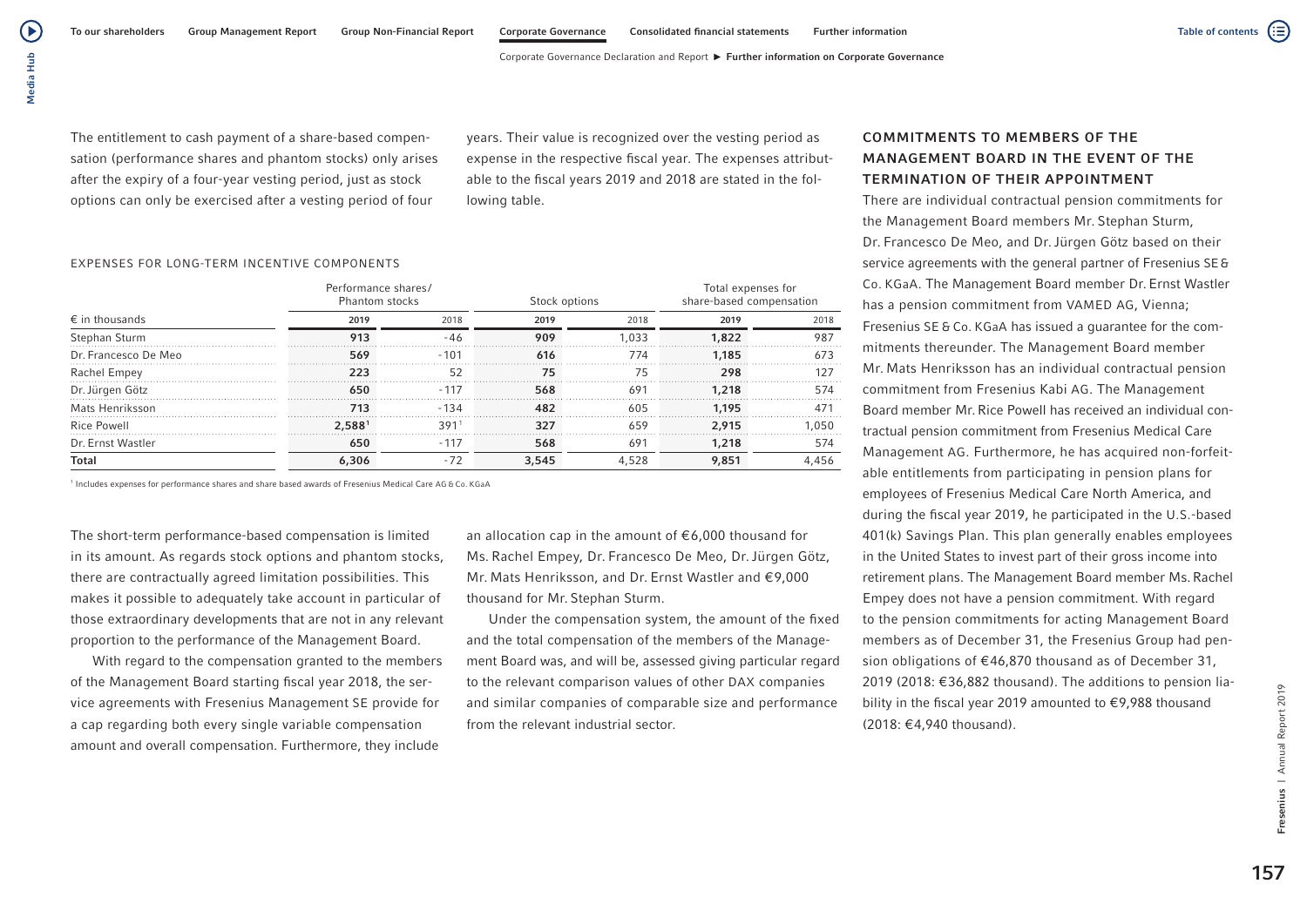The entitlement to cash payment of a share-based compensation (performance shares and phantom stocks) only arises after the expiry of a four-year vesting period, just as stock options can only be exercised after a vesting period of four years. Their value is recognized over the vesting period as expense in the respective fiscal year. The expenses attributable to the fiscal years 2019 and 2018 are stated in the following table.

EXPENSES FOR LONG-TERM INCENTIVE COMPONENTS

| | Performance shares/ Phantom stocks | | Stock options | | Total expenses for share-based compensation | |
|---|---|---|---|---|---|---|
| € in thousands | 2019 | 2018 | 2019 | 2018 | 2019 | 2018 |
| Stephan Sturm | **913** | -46 | **909** | 1,033 | **1,822** | 987 |
| Dr. Francesco De Meo | **569** | -101 | **616** | 774 | **1,185** | 673 |
| Rachel Empey | **223** | 52 | **75** | 75 | **298** | 127 |
| Dr. Jürgen Götz | **650** | -117 | **568** | 691 | **1,218** | 574 |
| Mats Henriksson | **713** | -134 | **482** | 605 | **1,195** | 471 |
| Rice Powell | **2,588**[1] | 391[1] | **327** | 659 | **2,915** | 1,050 |
| Dr. Ernst Wastler | **650** | -117 | **568** | 691 | **1,218** | 574 |
| **Total** | **6,306** | -72 | **3,545** | 4,528 | **9,851** | 4,456 |

[1] Includes expenses for performance shares and share based awards of Fresenius Medical Care AG & Co. KGaA

The short-term performance-based compensation is limited in its amount. As regards stock options and phantom stocks, there are contractually agreed limitation possibilities. This makes it possible to adequately take account in particular of those extraordinary developments that are not in any relevant proportion to the performance of the Management Board.

With regard to the compensation granted to the members of the Management Board starting fiscal year 2018, the service agreements with Fresenius Management SE provide for a cap regarding both every single variable compensation amount and overall compensation. Furthermore, they include an allocation cap in the amount of €6,000 thousand for Ms. Rachel Empey, Dr. Francesco De Meo, Dr. Jürgen Götz, Mr. Mats Henriksson, and Dr. Ernst Wastler and €9,000 thousand for Mr. Stephan Sturm.

Under the compensation system, the amount of the fixed and the total compensation of the members of the Management Board was, and will be, assessed giving particular regard to the relevant comparison values of other DAX companies and similar companies of comparable size and performance from the relevant industrial sector.

## COMMITMENTS TO MEMBERS OF THE MANAGEMENT BOARD IN THE EVENT OF THE TERMINATION OF THEIR APPOINTMENT

There are individual contractual pension commitments for the Management Board members Mr. Stephan Sturm, Dr. Francesco De Meo, and Dr. Jürgen Götz based on their service agreements with the general partner of Fresenius SE & Co. KGaA. The Management Board member Dr. Ernst Wastler has a pension commitment from VAMED AG, Vienna; Fresenius SE & Co. KGaA has issued a guarantee for the commitments thereunder. The Management Board member Mr. Mats Henriksson has an individual contractual pension commitment from Fresenius Kabi AG. The Management Board member Mr. Rice Powell has received an individual contractual pension commitment from Fresenius Medical Care Management AG. Furthermore, he has acquired non-forfeitable entitlements from participating in pension plans for employees of Fresenius Medical Care North America, and during the fiscal year 2019, he participated in the U.S.-based 401(k) Savings Plan. This plan generally enables employees in the United States to invest part of their gross income into retirement plans. The Management Board member Ms. Rachel Empey does not have a pension commitment. With regard to the pension commitments for acting Management Board members as of December 31, the Fresenius Group had pension obligations of €46,870 thousand as of December 31, 2019 (2018: €36,882 thousand). The additions to pension liability in the fiscal year 2019 amounted to €9,988 thousand (2018: €4,940 thousand).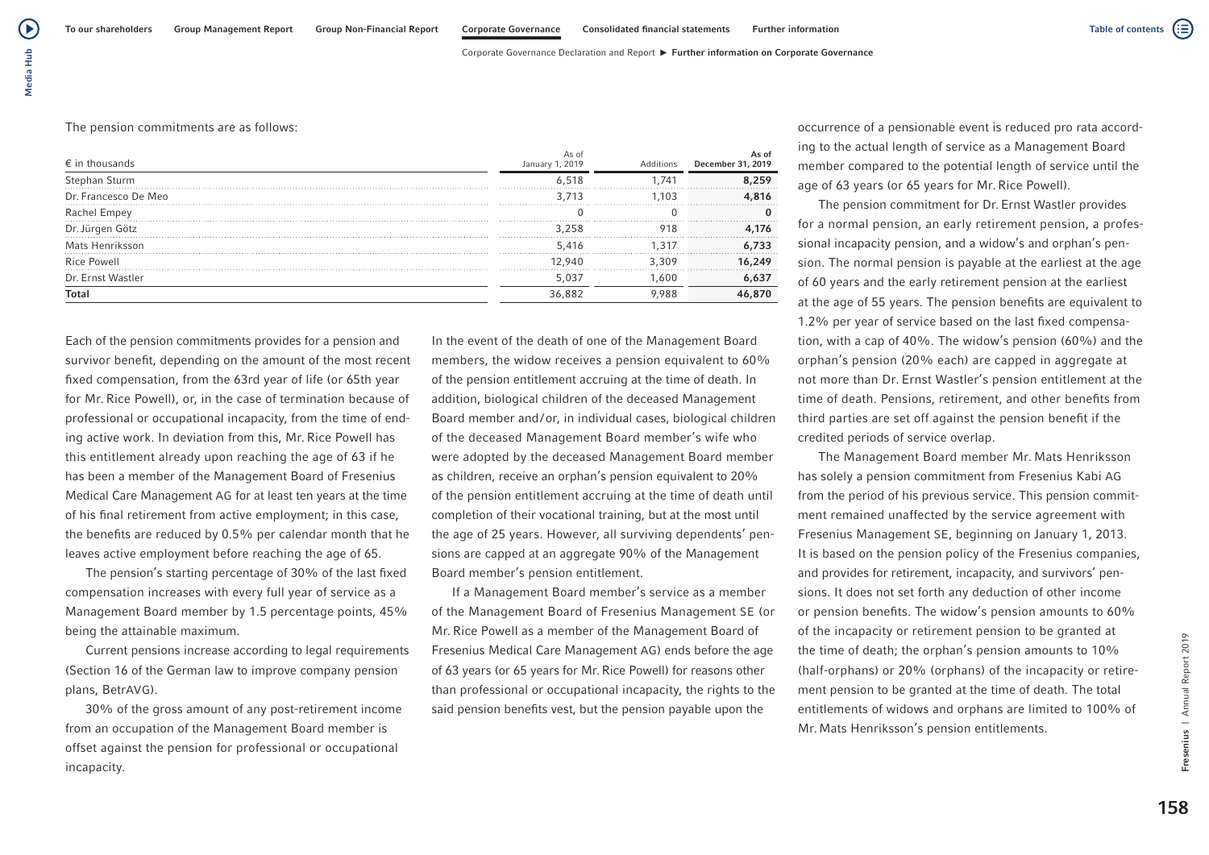The pension commitments are as follows:

| € in thousands | As of January 1, 2019 | Additions | As of December 31, 2019 |
|---|---|---|---|
| Stephan Sturm | 6,518 | 1,741 | **8,259** |
| Dr. Francesco De Meo | 3,713 | 1,103 | **4,816** |
| Rachel Empey | 0 | 0 | **0** |
| Dr. Jürgen Götz | 3,258 | 918 | **4,176** |
| Mats Henriksson | 5,416 | 1,317 | **6,733** |
| Rice Powell | 12,940 | 3,309 | **16,249** |
| Dr. Ernst Wastler | 5,037 | 1,600 | **6,637** |
| **Total** | 36,882 | 9,988 | **46,870** |

Each of the pension commitments provides for a pension and survivor benefit, depending on the amount of the most recent fixed compensation, from the 63rd year of life (or 65th year for Mr. Rice Powell), or, in the case of termination because of professional or occupational incapacity, from the time of ending active work. In deviation from this, Mr. Rice Powell has this entitlement already upon reaching the age of 63 if he has been a member of the Management Board of Fresenius Medical Care Management AG for at least ten years at the time of his final retirement from active employment; in this case, the benefits are reduced by 0.5% per calendar month that he leaves active employment before reaching the age of 65.

The pension's starting percentage of 30% of the last fixed compensation increases with every full year of service as a Management Board member by 1.5 percentage points, 45% being the attainable maximum.

Current pensions increase according to legal requirements (Section 16 of the German law to improve company pension plans, BetrAVG).

30% of the gross amount of any post-retirement income from an occupation of the Management Board member is offset against the pension for professional or occupational incapacity.

In the event of the death of one of the Management Board members, the widow receives a pension equivalent to 60% of the pension entitlement accruing at the time of death. In addition, biological children of the deceased Management Board member and/or, in individual cases, biological children of the deceased Management Board member's wife who were adopted by the deceased Management Board member as children, receive an orphan's pension equivalent to 20% of the pension entitlement accruing at the time of death until completion of their vocational training, but at the most until the age of 25 years. However, all surviving dependents' pensions are capped at an aggregate 90% of the Management Board member's pension entitlement.

If a Management Board member's service as a member of the Management Board of Fresenius Management SE (or Mr. Rice Powell as a member of the Management Board of Fresenius Medical Care Management AG) ends before the age of 63 years (or 65 years for Mr. Rice Powell) for reasons other than professional or occupational incapacity, the rights to the said pension benefits vest, but the pension payable upon the occurrence of a pensionable event is reduced pro rata according to the actual length of service as a Management Board member compared to the potential length of service until the age of 63 years (or 65 years for Mr. Rice Powell).

The pension commitment for Dr. Ernst Wastler provides for a normal pension, an early retirement pension, a professional incapacity pension, and a widow's and orphan's pension. The normal pension is payable at the earliest at the age of 60 years and the early retirement pension at the earliest at the age of 55 years. The pension benefits are equivalent to 1.2% per year of service based on the last fixed compensation, with a cap of 40%. The widow's pension (60%) and the orphan's pension (20% each) are capped in aggregate at not more than Dr. Ernst Wastler's pension entitlement at the time of death. Pensions, retirement, and other benefits from third parties are set off against the pension benefit if the credited periods of service overlap.

The Management Board member Mr. Mats Henriksson has solely a pension commitment from Fresenius Kabi AG from the period of his previous service. This pension commitment remained unaffected by the service agreement with Fresenius Management SE, beginning on January 1, 2013. It is based on the pension policy of the Fresenius companies, and provides for retirement, incapacity, and survivors' pensions. It does not set forth any deduction of other income or pension benefits. The widow's pension amounts to 60% of the incapacity or retirement pension to be granted at the time of death; the orphan's pension amounts to 10% (half-orphans) or 20% (orphans) of the incapacity or retirement pension to be granted at the time of death. The total entitlements of widows and orphans are limited to 100% of Mr. Mats Henriksson's pension entitlements.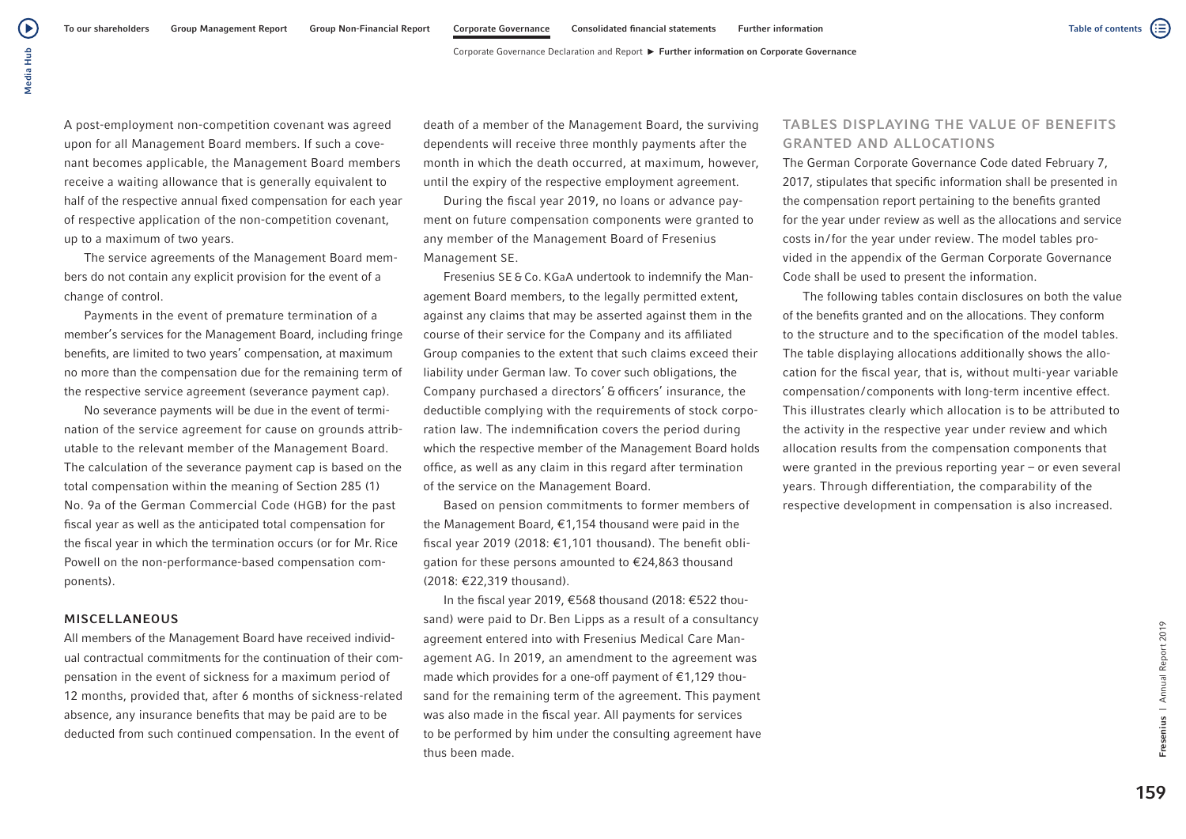A post-employment non-competition covenant was agreed upon for all Management Board members. If such a covenant becomes applicable, the Management Board members receive a waiting allowance that is generally equivalent to half of the respective annual fixed compensation for each year of respective application of the non-competition covenant, up to a maximum of two years.

The service agreements of the Management Board members do not contain any explicit provision for the event of a change of control.

Payments in the event of premature termination of a member's services for the Management Board, including fringe benefits, are limited to two years' compensation, at maximum no more than the compensation due for the remaining term of the respective service agreement (severance payment cap).

No severance payments will be due in the event of termination of the service agreement for cause on grounds attributable to the relevant member of the Management Board. The calculation of the severance payment cap is based on the total compensation within the meaning of Section 285 (1) No. 9a of the German Commercial Code (HGB) for the past fiscal year as well as the anticipated total compensation for the fiscal year in which the termination occurs (or for Mr. Rice Powell on the non-performance-based compensation components).

### MISCELLANEOUS

All members of the Management Board have received individual contractual commitments for the continuation of their compensation in the event of sickness for a maximum period of 12 months, provided that, after 6 months of sickness-related absence, any insurance benefits that may be paid are to be deducted from such continued compensation. In the event of death of a member of the Management Board, the surviving dependents will receive three monthly payments after the month in which the death occurred, at maximum, however, until the expiry of the respective employment agreement.

During the fiscal year 2019, no loans or advance payment on future compensation components were granted to any member of the Management Board of Fresenius Management SE.

Fresenius SE & Co. KGaA undertook to indemnify the Management Board members, to the legally permitted extent, against any claims that may be asserted against them in the course of their service for the Company and its affiliated Group companies to the extent that such claims exceed their liability under German law. To cover such obligations, the Company purchased a directors' & officers' insurance, the deductible complying with the requirements of stock corporation law. The indemnification covers the period during which the respective member of the Management Board holds office, as well as any claim in this regard after termination of the service on the Management Board.

Based on pension commitments to former members of the Management Board, €1,154 thousand were paid in the fiscal year 2019 (2018: €1,101 thousand). The benefit obligation for these persons amounted to €24,863 thousand (2018: €22,319 thousand).

In the fiscal year 2019, €568 thousand (2018: €522 thousand) were paid to Dr. Ben Lipps as a result of a consultancy agreement entered into with Fresenius Medical Care Management AG. In 2019, an amendment to the agreement was made which provides for a one-off payment of €1,129 thousand for the remaining term of the agreement. This payment was also made in the fiscal year. All payments for services to be performed by him under the consulting agreement have thus been made.

### TABLES DISPLAYING THE VALUE OF BENEFITS GRANTED AND ALLOCATIONS

The German Corporate Governance Code dated February 7, 2017, stipulates that specific information shall be presented in the compensation report pertaining to the benefits granted for the year under review as well as the allocations and service costs in/for the year under review. The model tables provided in the appendix of the German Corporate Governance Code shall be used to present the information.

The following tables contain disclosures on both the value of the benefits granted and on the allocations. They conform to the structure and to the specification of the model tables. The table displaying allocations additionally shows the allocation for the fiscal year, that is, without multi-year variable compensation/components with long-term incentive effect. This illustrates clearly which allocation is to be attributed to the activity in the respective year under review and which allocation results from the compensation components that were granted in the previous reporting year – or even several years. Through differentiation, the comparability of the respective development in compensation is also increased.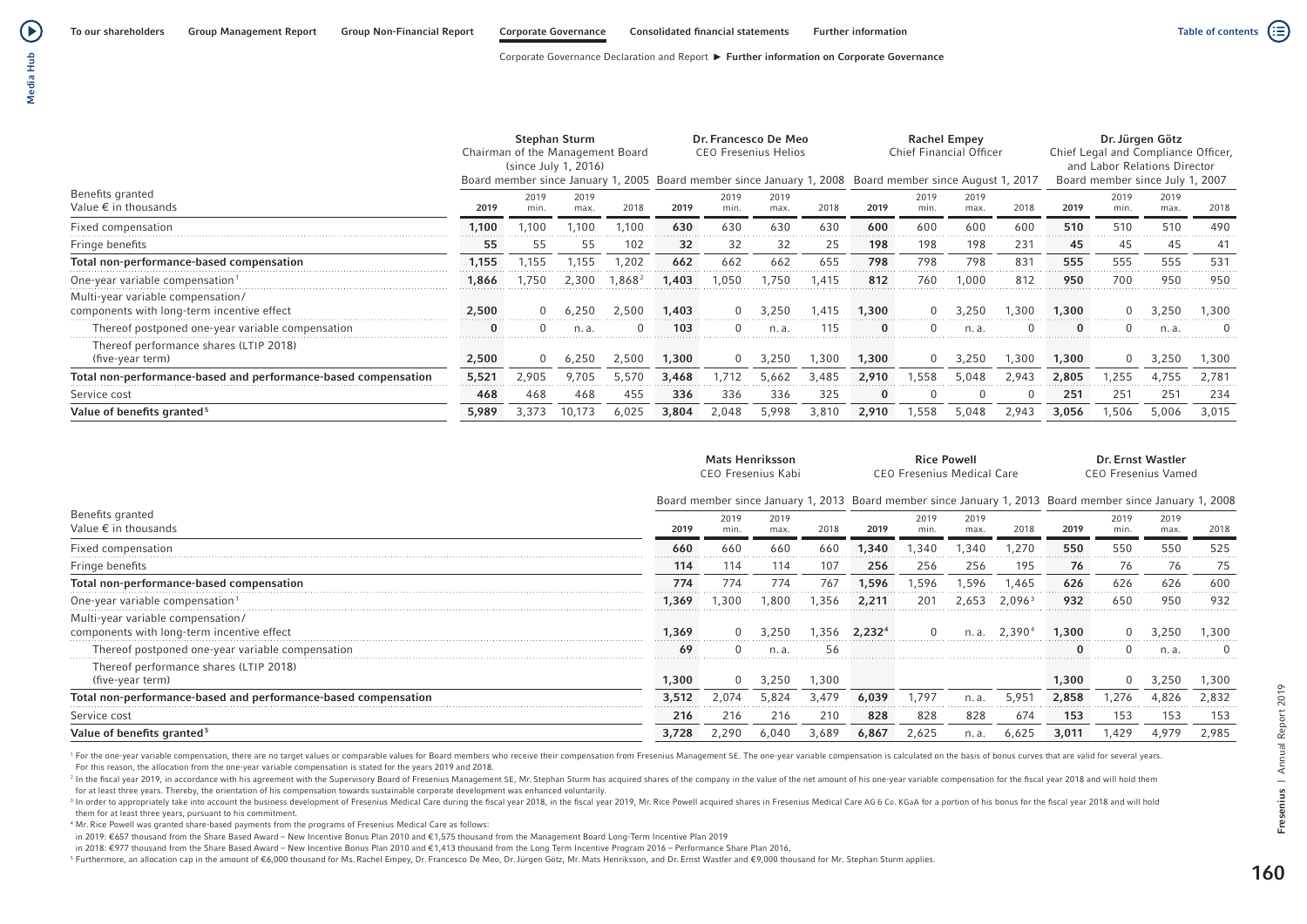| Benefits granted<br>Value € in thousands | Stephan Sturm<br>Chairman of the Management Board<br>(since July 1, 2016)<br>Board member since January 1, 2005 | | | | Dr. Francesco De Meo<br>CEO Fresenius Helios<br>Board member since January 1, 2008 | | | | Rachel Empey<br>Chief Financial Officer<br>Board member since August 1, 2017 | | | | Dr. Jürgen Götz<br>Chief Legal and Compliance Officer, and Labor Relations Director<br>Board member since July 1, 2007 | | | |
|---|---|---|---|---|---|---|---|---|---|---|---|---|---|---|---|---|
| | 2019 | 2019 min. | 2019 max. | 2018 | 2019 | 2019 min. | 2019 max. | 2018 | 2019 | 2019 min. | 2019 max. | 2018 | 2019 | 2019 min. | 2019 max. | 2018 |
| Fixed compensation | **1,100** | 1,100 | 1,100 | 1,100 | **630** | 630 | 630 | 630 | **600** | 600 | 600 | 600 | **510** | 510 | 510 | 490 |
| Fringe benefits | **55** | 55 | 55 | 102 | **32** | 32 | 32 | 25 | **198** | 198 | 198 | 231 | **45** | 45 | 45 | 41 |
| **Total non-performance-based compensation** | **1,155** | 1,155 | 1,155 | 1,202 | **662** | 662 | 662 | 655 | **798** | 798 | 798 | 831 | **555** | 555 | 555 | 531 |
| One-year variable compensation[1] | **1,866** | 1,750 | 2,300 | 1,868[2] | **1,403** | 1,050 | 1,750 | 1,415 | **812** | 760 | 1,000 | 812 | **950** | 700 | 950 | 950 |
| Multi-year variable compensation/ components with long-term incentive effect | **2,500** | 0 | 6,250 | 2,500 | **1,403** | 0 | 3,250 | 1,415 | **1,300** | 0 | 3,250 | 1,300 | **1,300** | 0 | 3,250 | 1,300 |
| Thereof postponed one-year variable compensation | **0** | 0 | n. a. | 0 | **103** | 0 | n. a. | 115 | **0** | 0 | n. a. | 0 | **0** | 0 | n. a. | 0 |
| Thereof performance shares (LTIP 2018) (five-year term) | **2,500** | 0 | 6,250 | 2,500 | **1,300** | 0 | 3,250 | 1,300 | **1,300** | 0 | 3,250 | 1,300 | **1,300** | 0 | 3,250 | 1,300 |
| **Total non-performance-based and performance-based compensation** | **5,521** | 2,905 | 9,705 | 5,570 | **3,468** | 1,712 | 5,662 | 3,485 | **2,910** | 1,558 | 5,048 | 2,943 | **2,805** | 1,255 | 4,755 | 2,781 |
| Service cost | **468** | 468 | 468 | 455 | **336** | 336 | 336 | 325 | **0** | 0 | 0 | 0 | **251** | 251 | 251 | 234 |
| **Value of benefits granted[5]** | **5,989** | 3,373 | 10,173 | 6,025 | **3,804** | 2,048 | 5,998 | 3,810 | **2,910** | 1,558 | 5,048 | 2,943 | **3,056** | 1,506 | 5,006 | 3,015 |

| Benefits granted<br>Value € in thousands | Mats Henriksson<br>CEO Fresenius Kabi<br>Board member since January 1, 2013 | | | | Rice Powell<br>CEO Fresenius Medical Care<br>Board member since January 1, 2013 | | | | Dr. Ernst Wastler<br>CEO Fresenius Vamed<br>Board member since January 1, 2008 | | | |
|---|---|---|---|---|---|---|---|---|---|---|---|---|
| | 2019 | 2019 min. | 2019 max. | 2018 | 2019 | 2019 min. | 2019 max. | 2018 | 2019 | 2019 min. | 2019 max. | 2018 |
| Fixed compensation | **660** | 660 | 660 | 660 | **1,340** | 1,340 | 1,340 | 1,270 | **550** | 550 | 550 | 525 |
| Fringe benefits | **114** | 114 | 114 | 107 | **256** | 256 | 256 | 195 | **76** | 76 | 76 | 75 |
| **Total non-performance-based compensation** | **774** | 774 | 774 | 767 | **1,596** | 1,596 | 1,596 | 1,465 | **626** | 626 | 626 | 600 |
| One-year variable compensation[1] | **1,369** | 1,300 | 1,800 | 1,356 | **2,211** | 201 | 2,653 | 2,096[3] | **932** | 650 | 950 | 932 |
| Multi-year variable compensation/ components with long-term incentive effect | **1,369** | 0 | 3,250 | 1,356 | **2,232[4]** | 0 | n. a. | 2,390[4] | **1,300** | 0 | 3,250 | 1,300 |
| Thereof postponed one-year variable compensation | **69** | 0 | n. a. | 56 | | | | | **0** | 0 | n. a. | 0 |
| Thereof performance shares (LTIP 2018) (five-year term) | **1,300** | 0 | 3,250 | 1,300 | | | | | **1,300** | 0 | 3,250 | 1,300 |
| **Total non-performance-based and performance-based compensation** | **3,512** | 2,074 | 5,824 | 3,479 | **6,039** | 1,797 | n. a. | 5,951 | **2,858** | 1,276 | 4,826 | 2,832 |
| Service cost | **216** | 216 | 216 | 210 | **828** | 828 | 828 | 674 | **153** | 153 | 153 | 153 |
| **Value of benefits granted[5]** | **3,728** | 2,290 | 6,040 | 3,689 | **6,867** | 2,625 | n. a. | 6,625 | **3,011** | 1,429 | 4,979 | 2,985 |

[1] For the one-year variable compensation, there are no target values or comparable values for Board members who receive their compensation from Fresenius Management SE. The one-year variable compensation is calculated on the basis of bonus curves that are valid for several years. For this reason, the allocation from the one-year variable compensation is stated for the years 2019 and 2018.

[2] In the fiscal year 2019, in accordance with his agreement with the Supervisory Board of Fresenius Management SE, Mr. Stephan Sturm has acquired shares of the company in the value of the net amount of his one-year variable compensation for the fiscal year 2018 and will hold them for at least three years. Thereby, the orientation of his compensation towards sustainable corporate development was enhanced voluntarily.

[3] In order to appropriately take into account the business development of Fresenius Medical Care during the fiscal year 2018, in the fiscal year 2019, Mr. Rice Powell acquired shares in Fresenius Medical Care AG & Co. KGaA for a portion of his bonus for the fiscal year 2018 and will hold them for at least three years, pursuant to his commitment.

[4] Mr. Rice Powell was granted share-based payments from the programs of Fresenius Medical Care as follows:
in 2019: €657 thousand from the Share Based Award – New Incentive Bonus Plan 2010 and €1,575 thousand from the Management Board Long-Term Incentive Plan 2019
in 2018: €977 thousand from the Share Based Award – New Incentive Bonus Plan 2010 and €1,413 thousand from the Long Term Incentive Program 2016 – Performance Share Plan 2016,

[5] Furthermore, an allocation cap in the amount of €6,000 thousand for Ms. Rachel Empey, Dr. Francesco De Meo, Dr. Jürgen Götz, Mr. Mats Henriksson, and Dr. Ernst Wastler and €9,000 thousand for Mr. Stephan Sturm applies.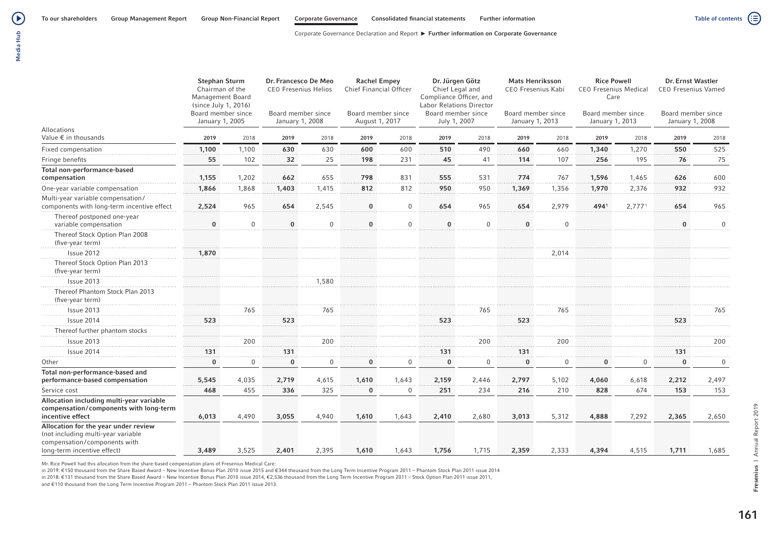| Allocations Value € in thousands | Stephan Sturm Chairman of the Management Board (since July 1, 2016) Board member since January 1, 2005 | | Dr. Francesco De Meo CEO Fresenius Helios Board member since January 1, 2008 | | Rachel Empey Chief Financial Officer Board member since August 1, 2017 | | Dr. Jürgen Götz Chief Legal and Compliance Officer, and Labor Relations Director Board member since July 1, 2007 | | Mats Henriksson CEO Fresenius Kabi Board member since January 1, 2013 | | Rice Powell CEO Fresenius Medical Care Board member since January 1, 2013 | | Dr. Ernst Wastler CEO Fresenius Vamed Board member since January 1, 2008 | |
|---|---|---|---|---|---|---|---|---|---|---|---|---|---|---|
| | **2019** | 2018 | **2019** | 2018 | **2019** | 2018 | **2019** | 2018 | **2019** | 2018 | **2019** | 2018 | **2019** | 2018 |
| Fixed compensation | **1,100** | 1,100 | **630** | 630 | **600** | 600 | **510** | 490 | **660** | 660 | **1,340** | 1,270 | **550** | 525 |
| Fringe benefits | **55** | 102 | **32** | 25 | **198** | 231 | **45** | 41 | **114** | 107 | **256** | 195 | **76** | 75 |
| **Total non-performance-based compensation** | **1,155** | 1,202 | **662** | 655 | **798** | 831 | **555** | 531 | **774** | 767 | **1,596** | 1,465 | **626** | 600 |
| One-year variable compensation | **1,866** | 1,868 | **1,403** | 1,415 | **812** | 812 | **950** | 950 | **1,369** | 1,356 | **1,970** | 2,376 | **932** | 932 |
| Multi-year variable compensation/ components with long-term incentive effect | **2,524** | 965 | **654** | 2,545 | **0** | 0 | **654** | 965 | **654** | 2,979 | **494**[1] | 2,777[1] | **654** | 965 |
| Thereof postponed one-year variable compensation | **0** | 0 | **0** | 0 | **0** | 0 | **0** | 0 | **0** | 0 | | | **0** | 0 |
| Thereof Stock Option Plan 2008 (five-year term) | | | | | | | | | | | | | | |
| Issue 2012 | **1,870** | | | | | | | | | 2,014 | | | | |
| Thereof Stock Option Plan 2013 (five-year term) | | | | | | | | | | | | | | |
| Issue 2013 | | | | 1,580 | | | | | | | | | | |
| Thereof Phantom Stock Plan 2013 (five-year term) | | | | | | | | | | | | | | |
| Issue 2013 | | 765 | | 765 | | | | 765 | | 765 | | | | 765 |
| Issue 2014 | **523** | | **523** | | | | **523** | | **523** | | | | **523** | |
| Thereof further phantom stocks | | | | | | | | | | | | | | |
| Issue 2013 | | 200 | | 200 | | | | 200 | | 200 | | | | 200 |
| Issue 2014 | **131** | | **131** | | | | **131** | | **131** | | | | **131** | |
| Other | **0** | 0 | **0** | 0 | **0** | 0 | **0** | 0 | **0** | 0 | **0** | 0 | **0** | 0 |
| **Total non-performance-based and performance-based compensation** | **5,545** | 4,035 | **2,719** | 4,615 | **1,610** | 1,643 | **2,159** | 2,446 | **2,797** | 5,102 | **4,060** | 6,618 | **2,212** | 2,497 |
| Service cost | **468** | 455 | **336** | 325 | **0** | 0 | **251** | 234 | **216** | 210 | **828** | 674 | **153** | 153 |
| **Allocation including multi-year variable compensation/components with long-term incentive effect** | **6,013** | 4,490 | **3,055** | 4,940 | **1,610** | 1,643 | **2,410** | 2,680 | **3,013** | 5,312 | **4,888** | 7,292 | **2,365** | 2,650 |
| **Allocation for the year under review** (not including multi-year variable compensation/components with long-term incentive effect) | **3,489** | 3,525 | **2,401** | 2,395 | **1,610** | 1,643 | **1,756** | 1,715 | **2,359** | 2,333 | **4,394** | 4,515 | **1,711** | 1,685 |

[1] Mr. Rice Powell had this allocation from the share-based compensation plans of Fresenius Medical Care:
in 2019: €150 thousand from the Share Based Award – New Incentive Bonus Plan 2010 issue 2015 and €344 thousand from the Long Term Incentive Program 2011 – Phantom Stock Plan 2011 issue 2014
in 2018: €131 thousand from the Share Based Award – New Incentive Bonus Plan 2010 issue 2014, €2,536 thousand from the Long Term Incentive Program 2011 – Stock Option Plan 2011 issue 2011,
and €110 thousand from the Long Term Incentive Program 2011 – Phantom Stock Plan 2011 issue 2013.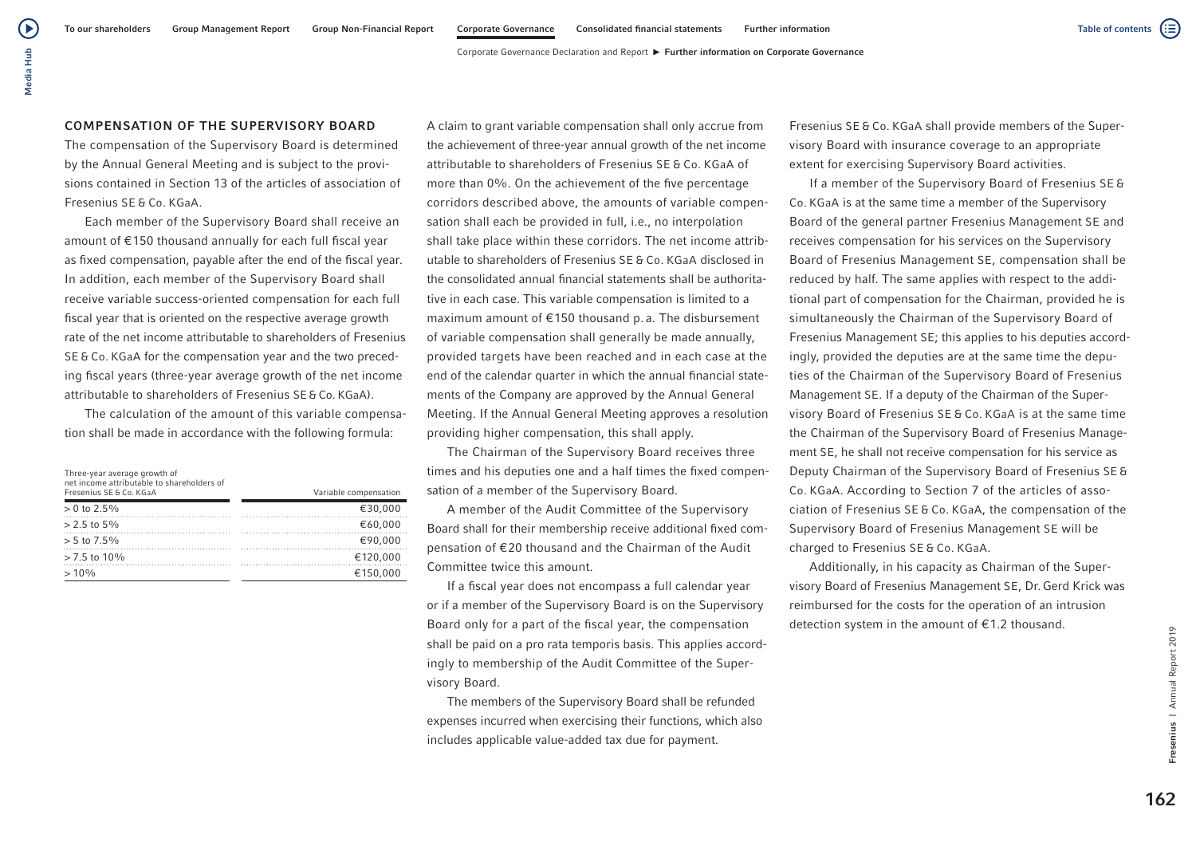## COMPENSATION OF THE SUPERVISORY BOARD

The compensation of the Supervisory Board is determined by the Annual General Meeting and is subject to the provisions contained in Section 13 of the articles of association of Fresenius SE & Co. KGaA.

Each member of the Supervisory Board shall receive an amount of €150 thousand annually for each full fiscal year as fixed compensation, payable after the end of the fiscal year. In addition, each member of the Supervisory Board shall receive variable success-oriented compensation for each full fiscal year that is oriented on the respective average growth rate of the net income attributable to shareholders of Fresenius SE & Co. KGaA for the compensation year and the two preceding fiscal years (three-year average growth of the net income attributable to shareholders of Fresenius SE & Co. KGaA).

The calculation of the amount of this variable compensation shall be made in accordance with the following formula:

| Three-year average growth of net income attributable to shareholders of Fresenius SE & Co. KGaA | Variable compensation |
|---|---|
| > 0 to 2.5% | €30,000 |
| > 2.5 to 5% | €60,000 |
| > 5 to 7.5% | €90,000 |
| > 7.5 to 10% | €120,000 |
| > 10% | €150,000 |

A claim to grant variable compensation shall only accrue from the achievement of three-year annual growth of the net income attributable to shareholders of Fresenius SE & Co. KGaA of more than 0%. On the achievement of the five percentage corridors described above, the amounts of variable compensation shall each be provided in full, i.e., no interpolation shall take place within these corridors. The net income attributable to shareholders of Fresenius SE & Co. KGaA disclosed in the consolidated annual financial statements shall be authoritative in each case. This variable compensation is limited to a maximum amount of €150 thousand p.a. The disbursement of variable compensation shall generally be made annually, provided targets have been reached and in each case at the end of the calendar quarter in which the annual financial statements of the Company are approved by the Annual General Meeting. If the Annual General Meeting approves a resolution providing higher compensation, this shall apply.

The Chairman of the Supervisory Board receives three times and his deputies one and a half times the fixed compensation of a member of the Supervisory Board.

A member of the Audit Committee of the Supervisory Board shall for their membership receive additional fixed compensation of €20 thousand and the Chairman of the Audit Committee twice this amount.

If a fiscal year does not encompass a full calendar year or if a member of the Supervisory Board is on the Supervisory Board only for a part of the fiscal year, the compensation shall be paid on a pro rata temporis basis. This applies accordingly to membership of the Audit Committee of the Supervisory Board.

The members of the Supervisory Board shall be refunded expenses incurred when exercising their functions, which also includes applicable value-added tax due for payment.

Fresenius SE & Co. KGaA shall provide members of the Supervisory Board with insurance coverage to an appropriate extent for exercising Supervisory Board activities.

If a member of the Supervisory Board of Fresenius SE & Co. KGaA is at the same time a member of the Supervisory Board of the general partner Fresenius Management SE and receives compensation for his services on the Supervisory Board of Fresenius Management SE, compensation shall be reduced by half. The same applies with respect to the additional part of compensation for the Chairman, provided he is simultaneously the Chairman of the Supervisory Board of Fresenius Management SE; this applies to his deputies accordingly, provided the deputies are at the same time the deputies of the Chairman of the Supervisory Board of Fresenius Management SE. If a deputy of the Chairman of the Supervisory Board of Fresenius SE & Co. KGaA is at the same time the Chairman of the Supervisory Board of Fresenius Management SE, he shall not receive compensation for his service as Deputy Chairman of the Supervisory Board of Fresenius SE & Co. KGaA. According to Section 7 of the articles of association of Fresenius SE & Co. KGaA, the compensation of the Supervisory Board of Fresenius Management SE will be charged to Fresenius SE & Co. KGaA.

Additionally, in his capacity as Chairman of the Supervisory Board of Fresenius Management SE, Dr. Gerd Krick was reimbursed for the costs for the operation of an intrusion detection system in the amount of €1.2 thousand.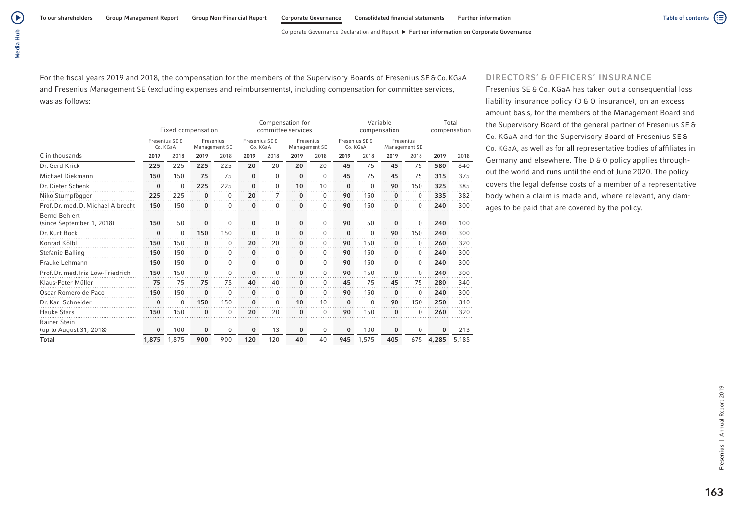For the fiscal years 2019 and 2018, the compensation for the members of the Supervisory Boards of Fresenius SE & Co. KGaA and Fresenius Management SE (excluding expenses and reimbursements), including compensation for committee services, was as follows:

| | Fixed compensation | | | | Compensation for committee services | | | | Variable compensation | | | | Total compensation | |
|---|---|---|---|---|---|---|---|---|---|---|---|---|---|---|
| | Fresenius SE & Co. KGaA | | Fresenius Management SE | | Fresenius SE & Co. KGaA | | Fresenius Management SE | | Fresenius SE & Co. KGaA | | Fresenius Management SE | | | |
| € in thousands | 2019 | 2018 | 2019 | 2018 | 2019 | 2018 | 2019 | 2018 | 2019 | 2018 | 2019 | 2018 | 2019 | 2018 |
| Dr. Gerd Krick | 225 | 225 | 225 | 225 | 20 | 20 | 20 | 20 | 45 | 75 | 45 | 75 | 580 | 640 |
| Michael Diekmann | 150 | 150 | 75 | 75 | 0 | 0 | 0 | 0 | 45 | 75 | 45 | 75 | 315 | 375 |
| Dr. Dieter Schenk | 0 | 0 | 225 | 225 | 0 | 0 | 10 | 10 | 0 | 0 | 90 | 150 | 325 | 385 |
| Niko Stumpfögger | 225 | 225 | 0 | 0 | 20 | 7 | 0 | 0 | 90 | 150 | 0 | 0 | 335 | 382 |
| Prof. Dr. med. D. Michael Albrecht | 150 | 150 | 0 | 0 | 0 | 0 | 0 | 0 | 90 | 150 | 0 | 0 | 240 | 300 |
| Bernd Behlert (since September 1, 2018) | 150 | 50 | 0 | 0 | 0 | 0 | 0 | 0 | 90 | 50 | 0 | 0 | 240 | 100 |
| Dr. Kurt Bock | 0 | 0 | 150 | 150 | 0 | 0 | 0 | 0 | 0 | 0 | 90 | 150 | 240 | 300 |
| Konrad Kölbl | 150 | 150 | 0 | 0 | 20 | 20 | 0 | 0 | 90 | 150 | 0 | 0 | 260 | 320 |
| Stefanie Balling | 150 | 150 | 0 | 0 | 0 | 0 | 0 | 0 | 90 | 150 | 0 | 0 | 240 | 300 |
| Frauke Lehmann | 150 | 150 | 0 | 0 | 0 | 0 | 0 | 0 | 90 | 150 | 0 | 0 | 240 | 300 |
| Prof. Dr. med. Iris Löw-Friedrich | 150 | 150 | 0 | 0 | 0 | 0 | 0 | 0 | 90 | 150 | 0 | 0 | 240 | 300 |
| Klaus-Peter Müller | 75 | 75 | 75 | 75 | 40 | 40 | 0 | 0 | 45 | 75 | 45 | 75 | 280 | 340 |
| Oscar Romero de Paco | 150 | 150 | 0 | 0 | 0 | 0 | 0 | 0 | 90 | 150 | 0 | 0 | 240 | 300 |
| Dr. Karl Schneider | 0 | 0 | 150 | 150 | 0 | 0 | 10 | 10 | 0 | 0 | 90 | 150 | 250 | 310 |
| Hauke Stars | 150 | 150 | 0 | 0 | 20 | 20 | 0 | 0 | 90 | 150 | 0 | 0 | 260 | 320 |
| Rainer Stein (up to August 31, 2018) | 0 | 100 | 0 | 0 | 0 | 13 | 0 | 0 | 0 | 100 | 0 | 0 | 0 | 213 |
| **Total** | **1,875** | 1,875 | **900** | 900 | **120** | 120 | **40** | 40 | **945** | 1,575 | **405** | 675 | **4,285** | 5,185 |

## DIRECTORS' & OFFICERS' INSURANCE

Fresenius SE & Co. KGaA has taken out a consequential loss liability insurance policy (D & O insurance), on an excess amount basis, for the members of the Management Board and the Supervisory Board of the general partner of Fresenius SE & Co. KGaA and for the Supervisory Board of Fresenius SE & Co. KGaA, as well as for all representative bodies of affiliates in Germany and elsewhere. The D & O policy applies throughout the world and runs until the end of June 2020. The policy covers the legal defense costs of a member of a representative body when a claim is made and, where relevant, any damages to be paid that are covered by the policy.